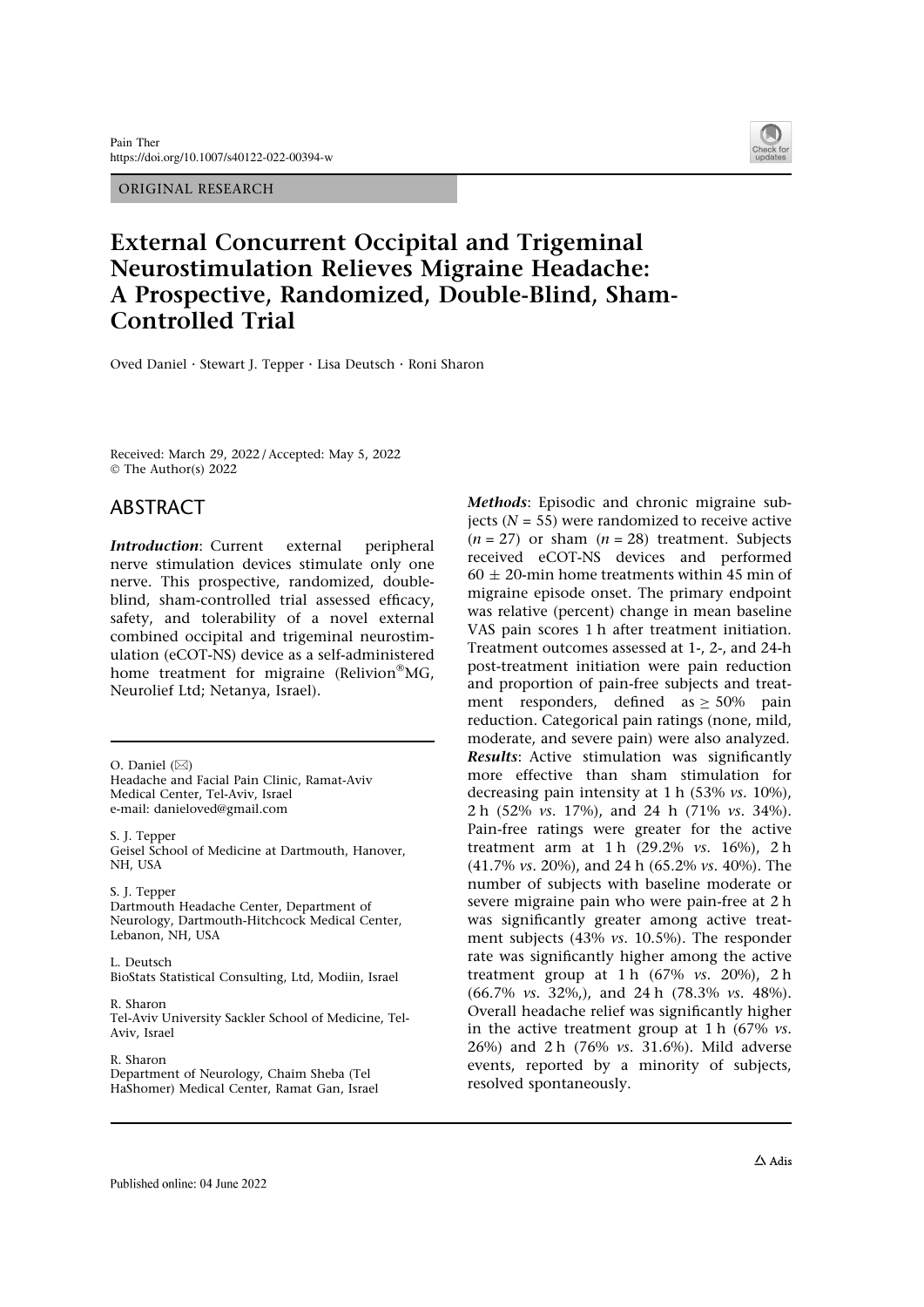ORIGINAL RESEARCH

# External Concurrent Occipital and Trigeminal Neurostimulation Relieves Migraine Headache: A Prospective, Randomized, Double-Blind, Sham-Controlled Trial

Oved Daniel · Stewart J. Tepper · Lisa Deutsch · Roni Sharon

Received: March 29, 2022 / Accepted: May 5, 2022
© The Author(s) 2022

## ABSTRACT

***Introduction***: Current external peripheral nerve stimulation devices stimulate only one nerve. This prospective, randomized, double-blind, sham-controlled trial assessed efficacy, safety, and tolerability of a novel external combined occipital and trigeminal neurostimulation (eCOT-NS) device as a self-administered home treatment for migraine (Relivion®MG, Neurolief Ltd; Netanya, Israel).

***Methods***: Episodic and chronic migraine subjects ($N = 55$) were randomized to receive active ($n = 27$) or sham ($n = 28$) treatment. Subjects received eCOT-NS devices and performed $60 \pm 20$-min home treatments within 45 min of migraine episode onset. The primary endpoint was relative (percent) change in mean baseline VAS pain scores 1 h after treatment initiation. Treatment outcomes assessed at 1-, 2-, and 24-h post-treatment initiation were pain reduction and proportion of pain-free subjects and treatment responders, defined as $\geq 50\%$ pain reduction. Categorical pain ratings (none, mild, moderate, and severe pain) were also analyzed.

***Results***: Active stimulation was significantly more effective than sham stimulation for decreasing pain intensity at 1 h (53% *vs*. 10%), 2 h (52% *vs*. 17%), and 24 h (71% *vs*. 34%). Pain-free ratings were greater for the active treatment arm at 1 h (29.2% *vs*. 16%), 2 h (41.7% *vs*. 20%), and 24 h (65.2% *vs*. 40%). The number of subjects with baseline moderate or severe migraine pain who were pain-free at 2 h was significantly greater among active treatment subjects (43% *vs*. 10.5%). The responder rate was significantly higher among the active treatment group at 1 h (67% *vs*. 20%), 2 h (66.7% *vs*. 32%,), and 24 h (78.3% *vs*. 48%). Overall headache relief was significantly higher in the active treatment group at 1 h (67% *vs*. 26%) and 2 h (76% *vs*. 31.6%). Mild adverse events, reported by a minority of subjects, resolved spontaneously.

---

O. Daniel (✉)
Headache and Facial Pain Clinic, Ramat-Aviv Medical Center, Tel-Aviv, Israel
e-mail: danieloved@gmail.com

S. J. Tepper
Geisel School of Medicine at Dartmouth, Hanover, NH, USA

S. J. Tepper
Dartmouth Headache Center, Department of Neurology, Dartmouth-Hitchcock Medical Center, Lebanon, NH, USA

L. Deutsch
BioStats Statistical Consulting, Ltd, Modiin, Israel

R. Sharon
Tel-Aviv University Sackler School of Medicine, Tel-Aviv, Israel

R. Sharon
Department of Neurology, Chaim Sheba (Tel HaShomer) Medical Center, Ramat Gan, Israel

Published online: 04 June 2022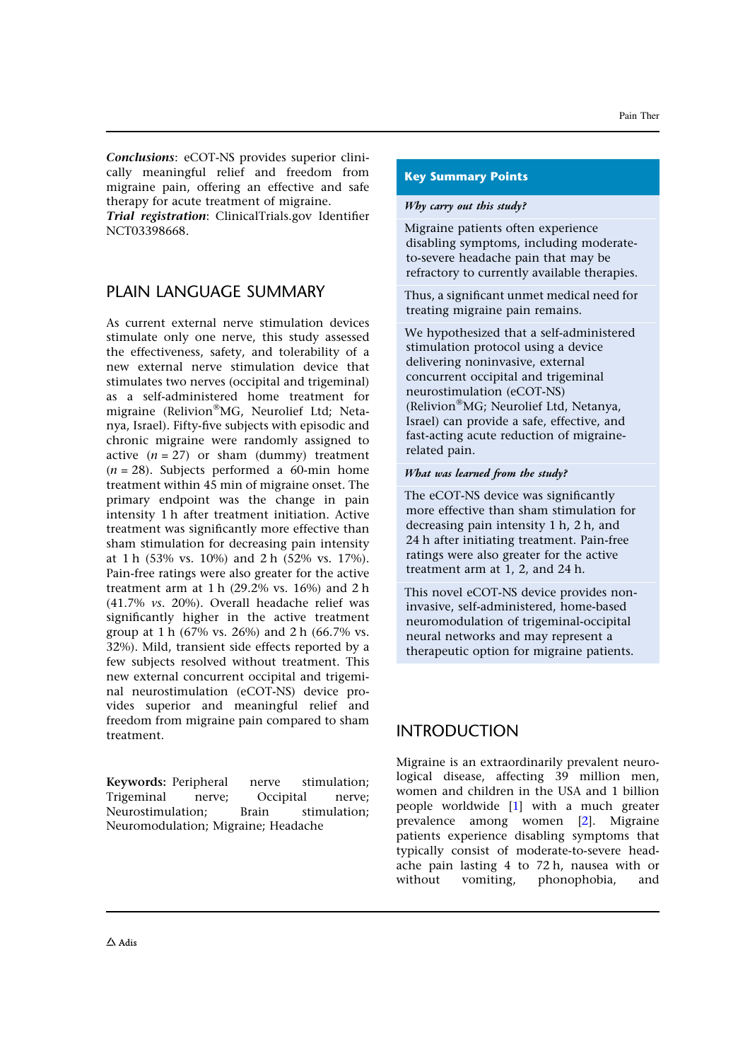***Conclusions***: eCOT-NS provides superior clinically meaningful relief and freedom from migraine pain, offering an effective and safe therapy for acute treatment of migraine.
***Trial registration***: ClinicalTrials.gov Identifier NCT03398668.

## PLAIN LANGUAGE SUMMARY

As current external nerve stimulation devices stimulate only one nerve, this study assessed the effectiveness, safety, and tolerability of a new external nerve stimulation device that stimulates two nerves (occipital and trigeminal) as a self-administered home treatment for migraine (Relivion®MG, Neurolief Ltd; Netanya, Israel). Fifty-five subjects with episodic and chronic migraine were randomly assigned to active ($n = 27$) or sham (dummy) treatment ($n = 28$). Subjects performed a 60-min home treatment within 45 min of migraine onset. The primary endpoint was the change in pain intensity 1 h after treatment initiation. Active treatment was significantly more effective than sham stimulation for decreasing pain intensity at 1 h (53% vs. 10%) and 2 h (52% vs. 17%). Pain-free ratings were also greater for the active treatment arm at 1 h (29.2% vs. 16%) and 2 h (41.7% *vs*. 20%). Overall headache relief was significantly higher in the active treatment group at 1 h (67% vs. 26%) and 2 h (66.7% vs. 32%). Mild, transient side effects reported by a few subjects resolved without treatment. This new external concurrent occipital and trigeminal neurostimulation (eCOT-NS) device provides superior and meaningful relief and freedom from migraine pain compared to sham treatment.

**Keywords:** Peripheral nerve stimulation; Trigeminal nerve; Occipital nerve; Neurostimulation; Brain stimulation; Neuromodulation; Migraine; Headache

### Key Summary Points

***Why carry out this study?***

Migraine patients often experience disabling symptoms, including moderate-to-severe headache pain that may be refractory to currently available therapies.

Thus, a significant unmet medical need for treating migraine pain remains.

We hypothesized that a self-administered stimulation protocol using a device delivering noninvasive, external concurrent occipital and trigeminal neurostimulation (eCOT-NS) (Relivion®MG; Neurolief Ltd, Netanya, Israel) can provide a safe, effective, and fast-acting acute reduction of migraine-related pain.

***What was learned from the study?***

The eCOT-NS device was significantly more effective than sham stimulation for decreasing pain intensity 1 h, 2 h, and 24 h after initiating treatment. Pain-free ratings were also greater for the active treatment arm at 1, 2, and 24 h.

This novel eCOT-NS device provides non-invasive, self-administered, home-based neuromodulation of trigeminal-occipital neural networks and may represent a therapeutic option for migraine patients.

## INTRODUCTION

Migraine is an extraordinarily prevalent neurological disease, affecting 39 million men, women and children in the USA and 1 billion people worldwide [1] with a much greater prevalence among women [2]. Migraine patients experience disabling symptoms that typically consist of moderate-to-severe headache pain lasting 4 to 72 h, nausea with or without vomiting, phonophobia, and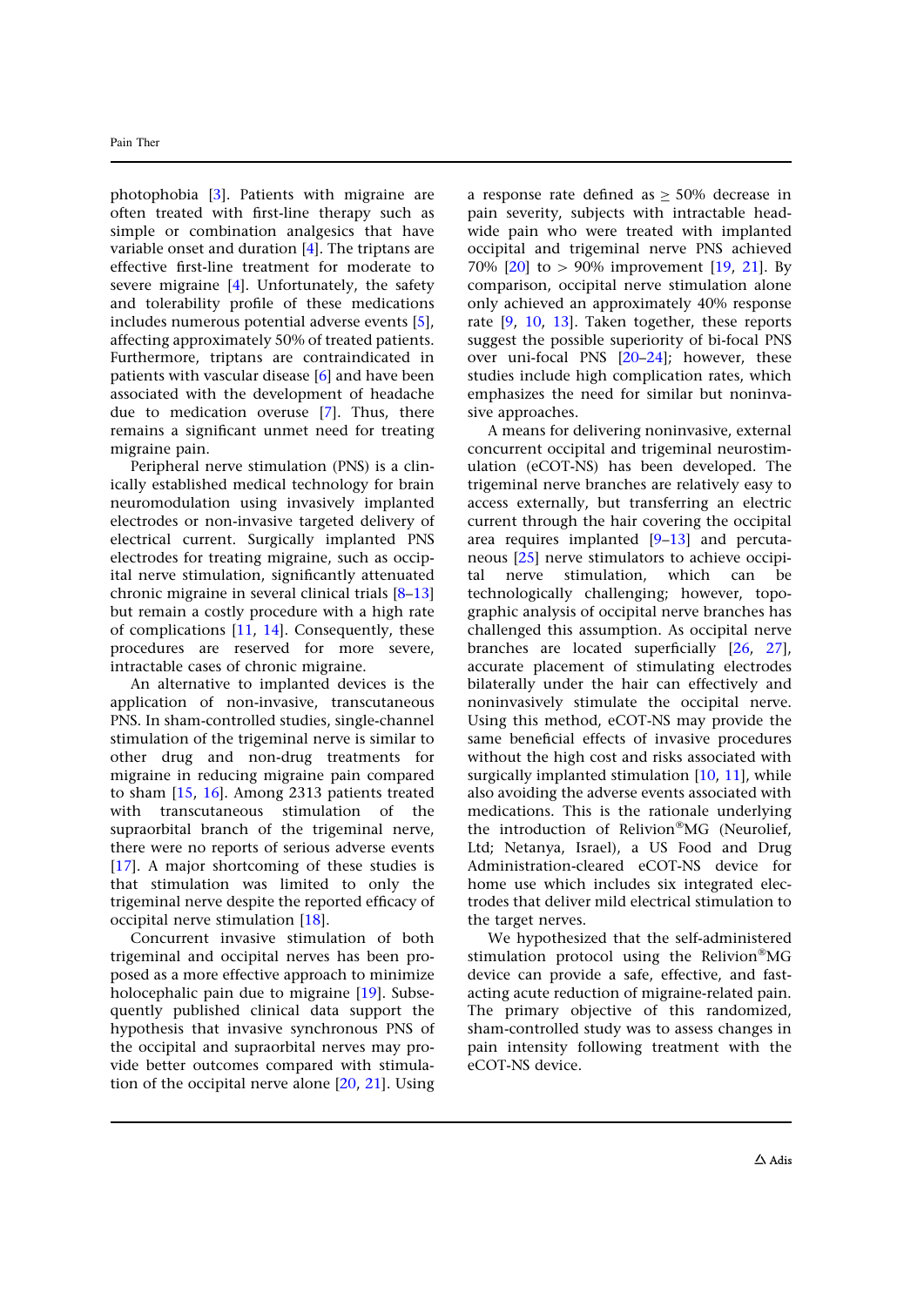photophobia [3]. Patients with migraine are often treated with first-line therapy such as simple or combination analgesics that have variable onset and duration [4]. The triptans are effective first-line treatment for moderate to severe migraine [4]. Unfortunately, the safety and tolerability profile of these medications includes numerous potential adverse events [5], affecting approximately 50% of treated patients. Furthermore, triptans are contraindicated in patients with vascular disease [6] and have been associated with the development of headache due to medication overuse [7]. Thus, there remains a significant unmet need for treating migraine pain.

Peripheral nerve stimulation (PNS) is a clinically established medical technology for brain neuromodulation using invasively implanted electrodes or non-invasive targeted delivery of electrical current. Surgically implanted PNS electrodes for treating migraine, such as occipital nerve stimulation, significantly attenuated chronic migraine in several clinical trials [8–13] but remain a costly procedure with a high rate of complications [11, 14]. Consequently, these procedures are reserved for more severe, intractable cases of chronic migraine.

An alternative to implanted devices is the application of non-invasive, transcutaneous PNS. In sham-controlled studies, single-channel stimulation of the trigeminal nerve is similar to other drug and non-drug treatments for migraine in reducing migraine pain compared to sham [15, 16]. Among 2313 patients treated with transcutaneous stimulation of the supraorbital branch of the trigeminal nerve, there were no reports of serious adverse events [17]. A major shortcoming of these studies is that stimulation was limited to only the trigeminal nerve despite the reported efficacy of occipital nerve stimulation [18].

Concurrent invasive stimulation of both trigeminal and occipital nerves has been proposed as a more effective approach to minimize holocephalic pain due to migraine [19]. Subsequently published clinical data support the hypothesis that invasive synchronous PNS of the occipital and supraorbital nerves may provide better outcomes compared with stimulation of the occipital nerve alone [20, 21]. Using a response rate defined as $\geq$ 50% decrease in pain severity, subjects with intractable head-wide pain who were treated with implanted occipital and trigeminal nerve PNS achieved 70% [20] to > 90% improvement [19, 21]. By comparison, occipital nerve stimulation alone only achieved an approximately 40% response rate [9, 10, 13]. Taken together, these reports suggest the possible superiority of bi-focal PNS over uni-focal PNS [20–24]; however, these studies include high complication rates, which emphasizes the need for similar but noninvasive approaches.

A means for delivering noninvasive, external concurrent occipital and trigeminal neurostimulation (eCOT-NS) has been developed. The trigeminal nerve branches are relatively easy to access externally, but transferring an electric current through the hair covering the occipital area requires implanted [9–13] and percutaneous [25] nerve stimulators to achieve occipital nerve stimulation, which can be technologically challenging; however, topographic analysis of occipital nerve branches has challenged this assumption. As occipital nerve branches are located superficially [26, 27], accurate placement of stimulating electrodes bilaterally under the hair can effectively and noninvasively stimulate the occipital nerve. Using this method, eCOT-NS may provide the same beneficial effects of invasive procedures without the high cost and risks associated with surgically implanted stimulation [10, 11], while also avoiding the adverse events associated with medications. This is the rationale underlying the introduction of Relivion®MG (Neurolief, Ltd; Netanya, Israel), a US Food and Drug Administration-cleared eCOT-NS device for home use which includes six integrated electrodes that deliver mild electrical stimulation to the target nerves.

We hypothesized that the self-administered stimulation protocol using the Relivion®MG device can provide a safe, effective, and fast-acting acute reduction of migraine-related pain. The primary objective of this randomized, sham-controlled study was to assess changes in pain intensity following treatment with the eCOT-NS device.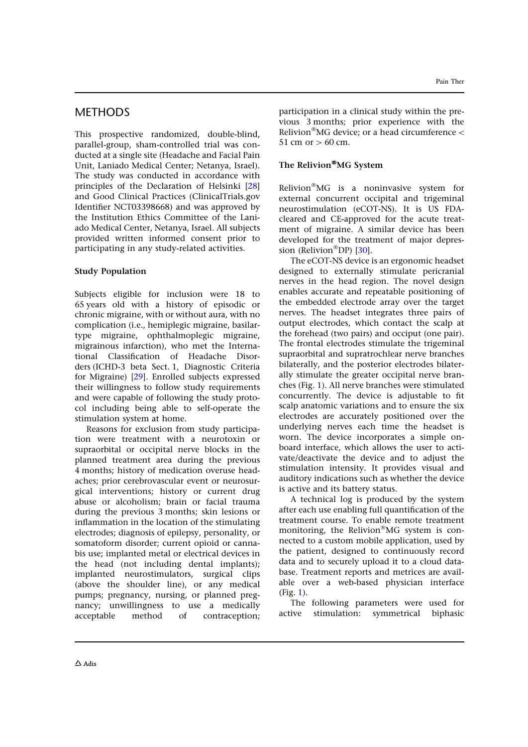## METHODS

This prospective randomized, double-blind, parallel-group, sham-controlled trial was conducted at a single site (Headache and Facial Pain Unit, Laniado Medical Center; Netanya, Israel). The study was conducted in accordance with principles of the Declaration of Helsinki [28] and Good Clinical Practices (ClinicalTrials.gov Identifier NCT03398668) and was approved by the Institution Ethics Committee of the Laniado Medical Center, Netanya, Israel. All subjects provided written informed consent prior to participating in any study-related activities.

### Study Population

Subjects eligible for inclusion were 18 to 65 years old with a history of episodic or chronic migraine, with or without aura, with no complication (i.e., hemiplegic migraine, basilar-type migraine, ophthalmoplegic migraine, migrainous infarction), who met the International Classification of Headache Disorders (ICHD-3 beta Sect. 1, Diagnostic Criteria for Migraine) [29]. Enrolled subjects expressed their willingness to follow study requirements and were capable of following the study protocol including being able to self-operate the stimulation system at home.

Reasons for exclusion from study participation were treatment with a neurotoxin or supraorbital or occipital nerve blocks in the planned treatment area during the previous 4 months; history of medication overuse headaches; prior cerebrovascular event or neurosurgical interventions; history or current drug abuse or alcoholism; brain or facial trauma during the previous 3 months; skin lesions or inflammation in the location of the stimulating electrodes; diagnosis of epilepsy, personality, or somatoform disorder; current opioid or cannabis use; implanted metal or electrical devices in the head (not including dental implants); implanted neurostimulators, surgical clips (above the shoulder line), or any medical pumps; pregnancy, nursing, or planned pregnancy; unwillingness to use a medically acceptable method of contraception; participation in a clinical study within the previous 3 months; prior experience with the Relivion®MG device; or a head circumference < 51 cm or > 60 cm.

### The Relivion®MG System

Relivion®MG is a noninvasive system for external concurrent occipital and trigeminal neurostimulation (eCOT-NS). It is US FDA-cleared and CE-approved for the acute treatment of migraine. A similar device has been developed for the treatment of major depression (Relivion®DP) [30].

The eCOT-NS device is an ergonomic headset designed to externally stimulate pericranial nerves in the head region. The novel design enables accurate and repeatable positioning of the embedded electrode array over the target nerves. The headset integrates three pairs of output electrodes, which contact the scalp at the forehead (two pairs) and occiput (one pair). The frontal electrodes stimulate the trigeminal supraorbital and supratrochlear nerve branches bilaterally, and the posterior electrodes bilaterally stimulate the greater occipital nerve branches (Fig. 1). All nerve branches were stimulated concurrently. The device is adjustable to fit scalp anatomic variations and to ensure the six electrodes are accurately positioned over the underlying nerves each time the headset is worn. The device incorporates a simple on-board interface, which allows the user to activate/deactivate the device and to adjust the stimulation intensity. It provides visual and auditory indications such as whether the device is active and its battery status.

A technical log is produced by the system after each use enabling full quantification of the treatment course. To enable remote treatment monitoring, the Relivion®MG system is connected to a custom mobile application, used by the patient, designed to continuously record data and to securely upload it to a cloud database. Treatment reports and metrices are available over a web-based physician interface (Fig. 1).

The following parameters were used for active stimulation: symmetrical biphasic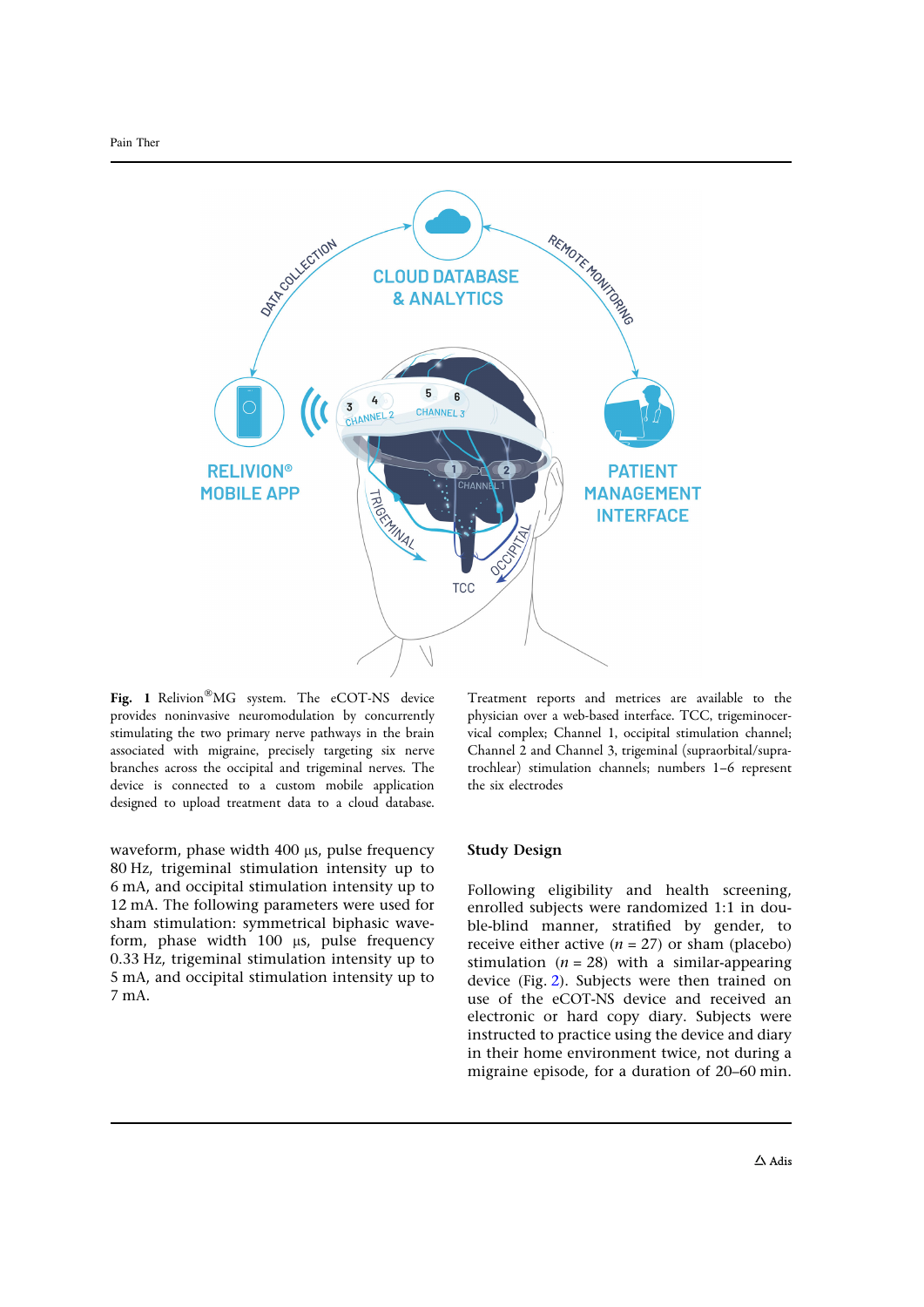**Fig. 1** Relivion®MG system. The eCOT-NS device provides noninvasive neuromodulation by concurrently stimulating the two primary nerve pathways in the brain associated with migraine, precisely targeting six nerve branches across the occipital and trigeminal nerves. The device is connected to a custom mobile application designed to upload treatment data to a cloud database. Treatment reports and metrices are available to the physician over a web-based interface. TCC, trigeminocervical complex; Channel 1, occipital stimulation channel; Channel 2 and Channel 3, trigeminal (supraorbital/supratrochlear) stimulation channels; numbers 1–6 represent the six electrodes

waveform, phase width 400 µs, pulse frequency 80 Hz, trigeminal stimulation intensity up to 6 mA, and occipital stimulation intensity up to 12 mA. The following parameters were used for sham stimulation: symmetrical biphasic waveform, phase width 100 µs, pulse frequency 0.33 Hz, trigeminal stimulation intensity up to 5 mA, and occipital stimulation intensity up to 7 mA.

### Study Design

Following eligibility and health screening, enrolled subjects were randomized 1:1 in double-blind manner, stratified by gender, to receive either active ($n$ = 27) or sham (placebo) stimulation ($n$ = 28) with a similar-appearing device (Fig. 2). Subjects were then trained on use of the eCOT-NS device and received an electronic or hard copy diary. Subjects were instructed to practice using the device and diary in their home environment twice, not during a migraine episode, for a duration of 20–60 min.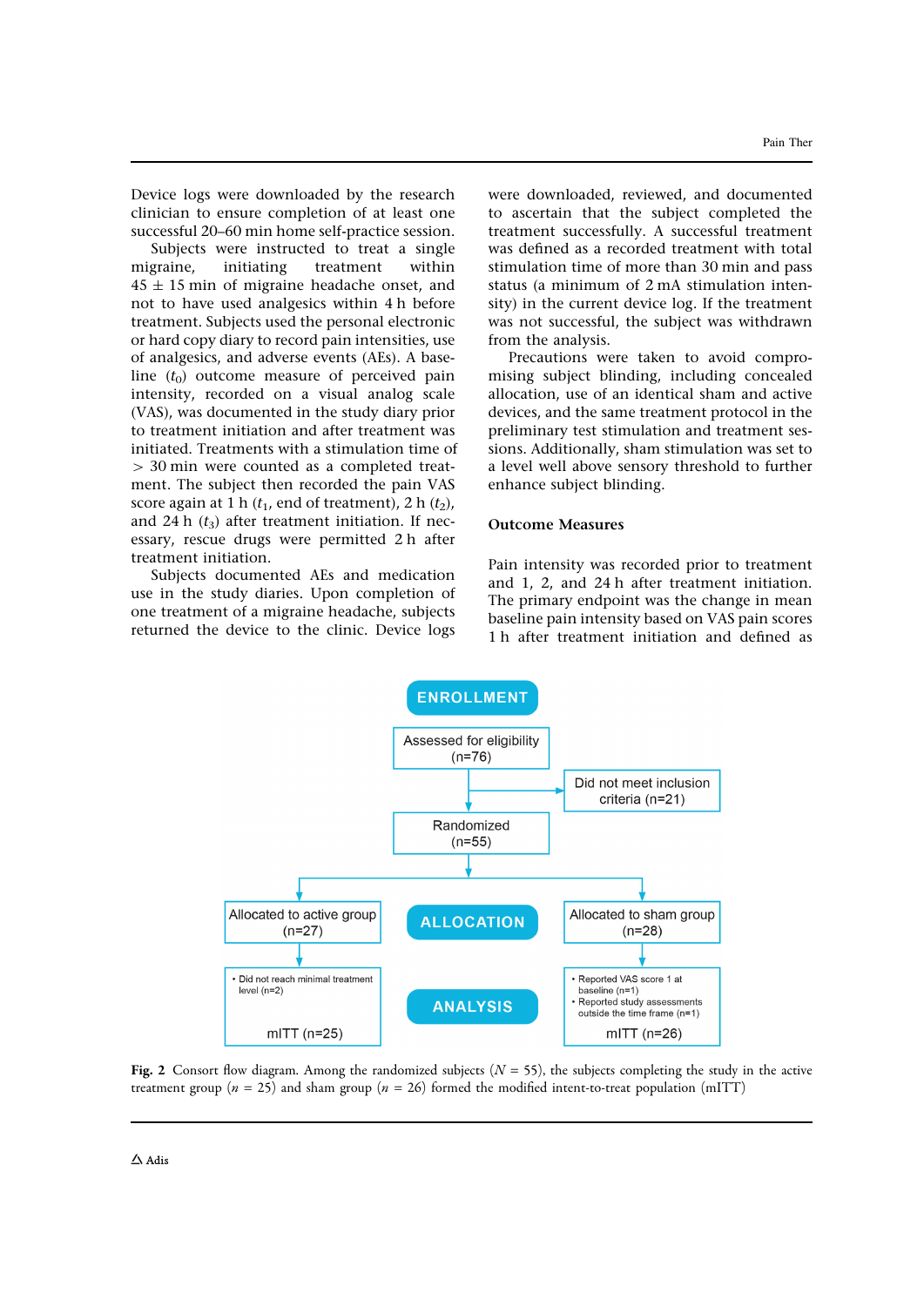Device logs were downloaded by the research clinician to ensure completion of at least one successful 20–60 min home self-practice session.

Subjects were instructed to treat a single migraine, initiating treatment within 45 ± 15 min of migraine headache onset, and not to have used analgesics within 4 h before treatment. Subjects used the personal electronic or hard copy diary to record pain intensities, use of analgesics, and adverse events (AEs). A baseline ($t_0$) outcome measure of perceived pain intensity, recorded on a visual analog scale (VAS), was documented in the study diary prior to treatment initiation and after treatment was initiated. Treatments with a stimulation time of > 30 min were counted as a completed treatment. The subject then recorded the pain VAS score again at 1 h ($t_1$, end of treatment), 2 h ($t_2$), and 24 h ($t_3$) after treatment initiation. If necessary, rescue drugs were permitted 2 h after treatment initiation.

Subjects documented AEs and medication use in the study diaries. Upon completion of one treatment of a migraine headache, subjects returned the device to the clinic. Device logs were downloaded, reviewed, and documented to ascertain that the subject completed the treatment successfully. A successful treatment was defined as a recorded treatment with total stimulation time of more than 30 min and pass status (a minimum of 2 mA stimulation intensity) in the current device log. If the treatment was not successful, the subject was withdrawn from the analysis.

Precautions were taken to avoid compromising subject blinding, including concealed allocation, use of an identical sham and active devices, and the same treatment protocol in the preliminary test stimulation and treatment sessions. Additionally, sham stimulation was set to a level well above sensory threshold to further enhance subject blinding.

## Outcome Measures

Pain intensity was recorded prior to treatment and 1, 2, and 24 h after treatment initiation. The primary endpoint was the change in mean baseline pain intensity based on VAS pain scores 1 h after treatment initiation and defined as

**ENROLLMENT**

- Assessed for eligibility (n=76)
  - Did not meet inclusion criteria (n=21)
- Randomized (n=55)

**ALLOCATION**

- Allocated to active group (n=27)
- Allocated to sham group (n=28)

**ANALYSIS**

- Active group:
  - Did not reach minimal treatment level (n=2)
  - mITT (n=25)
- Sham group:
  - Reported VAS score 1 at baseline (n=1)
  - Reported study assessments outside the time frame (n=1)
  - mITT (n=26)

**Fig. 2** Consort flow diagram. Among the randomized subjects ($N = 55$), the subjects completing the study in the active treatment group ($n = 25$) and sham group ($n = 26$) formed the modified intent-to-treat population (mITT)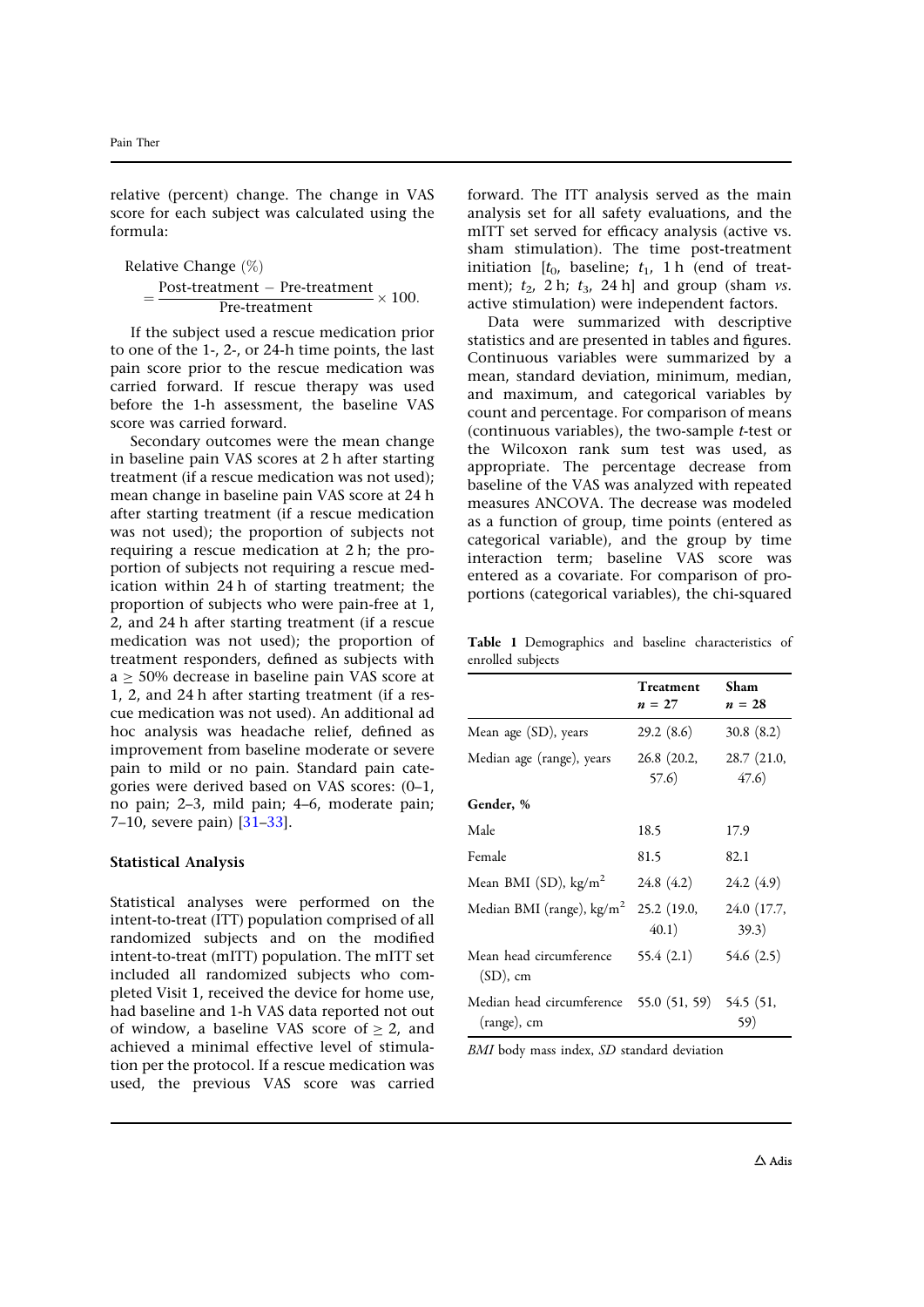relative (percent) change. The change in VAS score for each subject was calculated using the formula:

$$\text{Relative Change (\%)} = \frac{\text{Post-treatment} - \text{Pre-treatment}}{\text{Pre-treatment}} \times 100.$$

If the subject used a rescue medication prior to one of the 1-, 2-, or 24-h time points, the last pain score prior to the rescue medication was carried forward. If rescue therapy was used before the 1-h assessment, the baseline VAS score was carried forward.

Secondary outcomes were the mean change in baseline pain VAS scores at 2 h after starting treatment (if a rescue medication was not used); mean change in baseline pain VAS score at 24 h after starting treatment (if a rescue medication was not used); the proportion of subjects not requiring a rescue medication at 2 h; the proportion of subjects not requiring a rescue medication within 24 h of starting treatment; the proportion of subjects who were pain-free at 1, 2, and 24 h after starting treatment (if a rescue medication was not used); the proportion of treatment responders, defined as subjects with a ≥ 50% decrease in baseline pain VAS score at 1, 2, and 24 h after starting treatment (if a rescue medication was not used). An additional ad hoc analysis was headache relief, defined as improvement from baseline moderate or severe pain to mild or no pain. Standard pain categories were derived based on VAS scores: (0–1, no pain; 2–3, mild pain; 4–6, moderate pain; 7–10, severe pain) [31–33].

### Statistical Analysis

Statistical analyses were performed on the intent-to-treat (ITT) population comprised of all randomized subjects and on the modified intent-to-treat (mITT) population. The mITT set included all randomized subjects who completed Visit 1, received the device for home use, had baseline and 1-h VAS data reported not out of window, a baseline VAS score of ≥ 2, and achieved a minimal effective level of stimulation per the protocol. If a rescue medication was used, the previous VAS score was carried forward. The ITT analysis served as the main analysis set for all safety evaluations, and the mITT set served for efficacy analysis (active vs. sham stimulation). The time post-treatment initiation [$t_0$, baseline; $t_1$, 1 h (end of treatment); $t_2$, 2 h; $t_3$, 24 h] and group (sham *vs*. active stimulation) were independent factors.

Data were summarized with descriptive statistics and are presented in tables and figures. Continuous variables were summarized by a mean, standard deviation, minimum, median, and maximum, and categorical variables by count and percentage. For comparison of means (continuous variables), the two-sample *t*-test or the Wilcoxon rank sum test was used, as appropriate. The percentage decrease from baseline of the VAS was analyzed with repeated measures ANCOVA. The decrease was modeled as a function of group, time points (entered as categorical variable), and the group by time interaction term; baseline VAS score was entered as a covariate. For comparison of proportions (categorical variables), the chi-squared

**Table 1** Demographics and baseline characteristics of enrolled subjects

| | **Treatment** *n* = 27 | **Sham** *n* = 28 |
|---|---|---|
| Mean age (SD), years | 29.2 (8.6) | 30.8 (8.2) |
| Median age (range), years | 26.8 (20.2, 57.6) | 28.7 (21.0, 47.6) |
| **Gender, %** | | |
| Male | 18.5 | 17.9 |
| Female | 81.5 | 82.1 |
| Mean BMI (SD), kg/m$^2$ | 24.8 (4.2) | 24.2 (4.9) |
| Median BMI (range), kg/m$^2$ | 25.2 (19.0, 40.1) | 24.0 (17.7, 39.3) |
| Mean head circumference (SD), cm | 55.4 (2.1) | 54.6 (2.5) |
| Median head circumference (range), cm | 55.0 (51, 59) | 54.5 (51, 59) |

*BMI* body mass index, *SD* standard deviation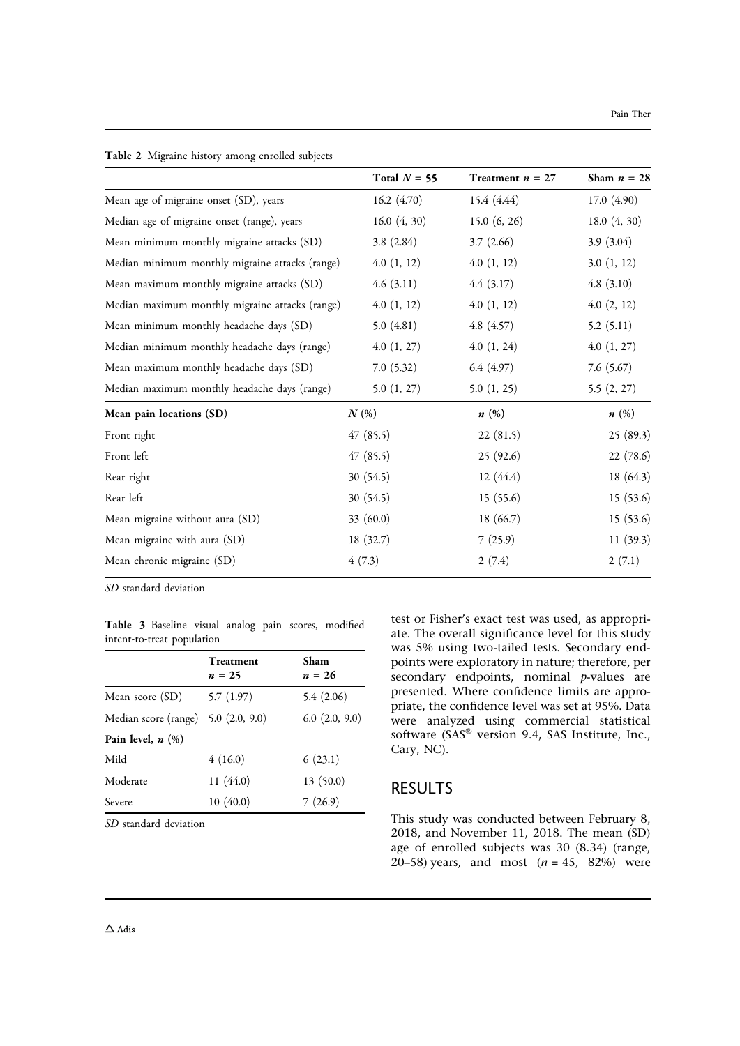**Table 2** Migraine history among enrolled subjects

| | Total $N = 55$ | Treatment $n = 27$ | Sham $n = 28$ |
|---|---|---|---|
| Mean age of migraine onset (SD), years | 16.2 (4.70) | 15.4 (4.44) | 17.0 (4.90) |
| Median age of migraine onset (range), years | 16.0 (4, 30) | 15.0 (6, 26) | 18.0 (4, 30) |
| Mean minimum monthly migraine attacks (SD) | 3.8 (2.84) | 3.7 (2.66) | 3.9 (3.04) |
| Median minimum monthly migraine attacks (range) | 4.0 (1, 12) | 4.0 (1, 12) | 3.0 (1, 12) |
| Mean maximum monthly migraine attacks (SD) | 4.6 (3.11) | 4.4 (3.17) | 4.8 (3.10) |
| Median maximum monthly migraine attacks (range) | 4.0 (1, 12) | 4.0 (1, 12) | 4.0 (2, 12) |
| Mean minimum monthly headache days (SD) | 5.0 (4.81) | 4.8 (4.57) | 5.2 (5.11) |
| Median minimum monthly headache days (range) | 4.0 (1, 27) | 4.0 (1, 24) | 4.0 (1, 27) |
| Mean maximum monthly headache days (SD) | 7.0 (5.32) | 6.4 (4.97) | 7.6 (5.67) |
| Median maximum monthly headache days (range) | 5.0 (1, 27) | 5.0 (1, 25) | 5.5 (2, 27) |
| **Mean pain locations (SD)** | ***N* (%)** | ***n* (%)** | ***n* (%)** |
| Front right | 47 (85.5) | 22 (81.5) | 25 (89.3) |
| Front left | 47 (85.5) | 25 (92.6) | 22 (78.6) |
| Rear right | 30 (54.5) | 12 (44.4) | 18 (64.3) |
| Rear left | 30 (54.5) | 15 (55.6) | 15 (53.6) |
| Mean migraine without aura (SD) | 33 (60.0) | 18 (66.7) | 15 (53.6) |
| Mean migraine with aura (SD) | 18 (32.7) | 7 (25.9) | 11 (39.3) |
| Mean chronic migraine (SD) | 4 (7.3) | 2 (7.4) | 2 (7.1) |

*SD* standard deviation

**Table 3** Baseline visual analog pain scores, modified intent-to-treat population

| | Treatment $n = 25$ | Sham $n = 26$ |
|---|---|---|
| Mean score (SD) | 5.7 (1.97) | 5.4 (2.06) |
| Median score (range) | 5.0 (2.0, 9.0) | 6.0 (2.0, 9.0) |
| **Pain level, *n* (%)** | | |
| Mild | 4 (16.0) | 6 (23.1) |
| Moderate | 11 (44.0) | 13 (50.0) |
| Severe | 10 (40.0) | 7 (26.9) |

*SD* standard deviation

test or Fisher's exact test was used, as appropriate. The overall significance level for this study was 5% using two-tailed tests. Secondary endpoints were exploratory in nature; therefore, per secondary endpoints, nominal *p*-values are presented. Where confidence limits are appropriate, the confidence level was set at 95%. Data were analyzed using commercial statistical software (SAS® version 9.4, SAS Institute, Inc., Cary, NC).

## RESULTS

This study was conducted between February 8, 2018, and November 11, 2018. The mean (SD) age of enrolled subjects was 30 (8.34) (range, 20–58) years, and most ($n = 45$, 82%) were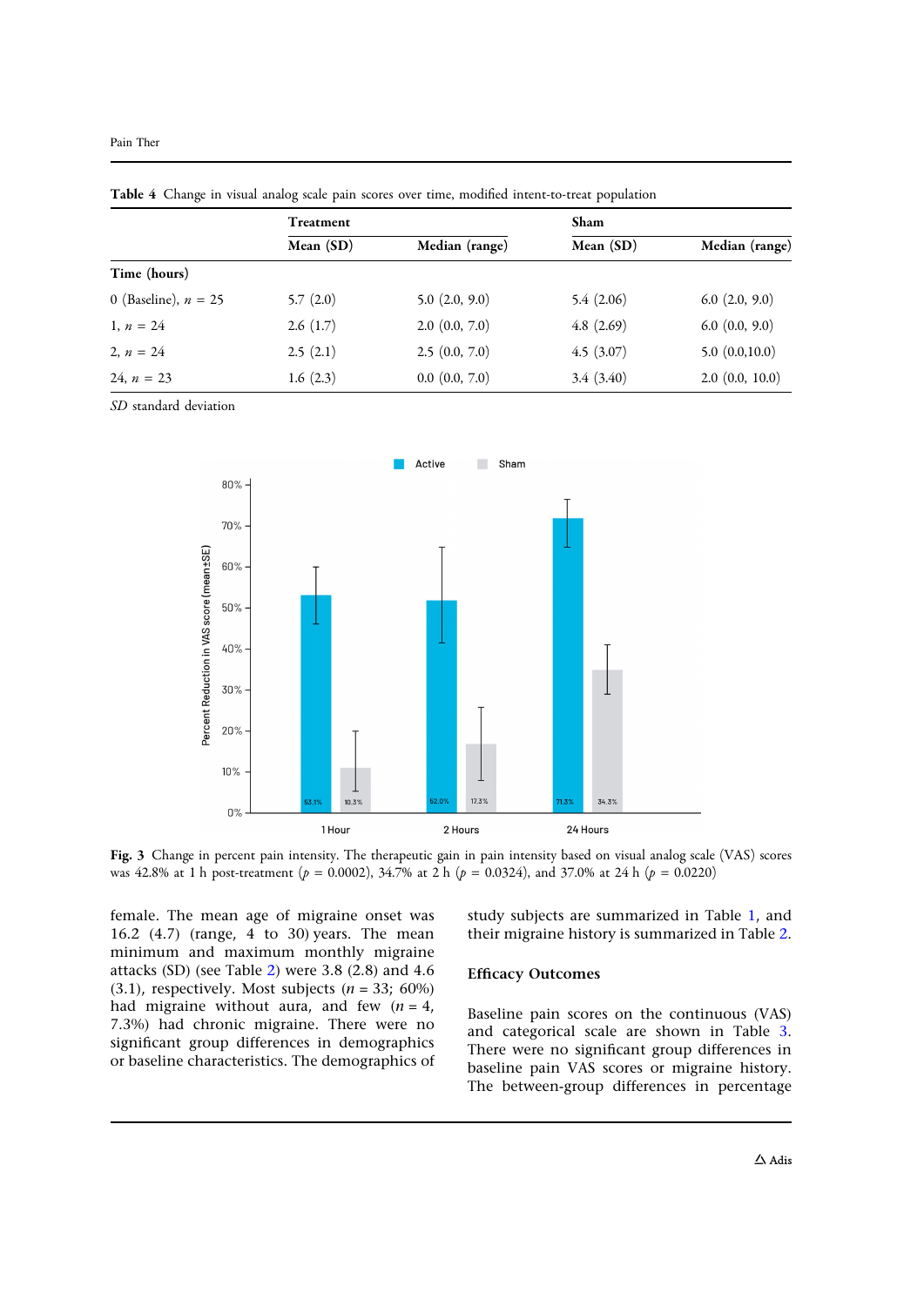**Table 4** Change in visual analog scale pain scores over time, modified intent-to-treat population

| | Treatment | | Sham | |
|---|---|---|---|---|
| | Mean (SD) | Median (range) | Mean (SD) | Median (range) |
| **Time (hours)** | | | | |
| 0 (Baseline), $n$ = 25 | 5.7 (2.0) | 5.0 (2.0, 9.0) | 5.4 (2.06) | 6.0 (2.0, 9.0) |
| 1, $n$ = 24 | 2.6 (1.7) | 2.0 (0.0, 7.0) | 4.8 (2.69) | 6.0 (0.0, 9.0) |
| 2, $n$ = 24 | 2.5 (2.1) | 2.5 (0.0, 7.0) | 4.5 (3.07) | 5.0 (0.0,10.0) |
| 24, $n$ = 23 | 1.6 (2.3) | 0.0 (0.0, 7.0) | 3.4 (3.40) | 2.0 (0.0, 10.0) |

*SD* standard deviation

**Fig. 3** Change in percent pain intensity. The therapeutic gain in pain intensity based on visual analog scale (VAS) scores was 42.8% at 1 h post-treatment ($p$ = 0.0002), 34.7% at 2 h ($p$ = 0.0324), and 37.0% at 24 h ($p$ = 0.0220)

female. The mean age of migraine onset was 16.2 (4.7) (range, 4 to 30) years. The mean minimum and maximum monthly migraine attacks (SD) (see Table 2) were 3.8 (2.8) and 4.6 (3.1), respectively. Most subjects ($n$ = 33; 60%) had migraine without aura, and few ($n$ = 4, 7.3%) had chronic migraine. There were no significant group differences in demographics or baseline characteristics. The demographics of study subjects are summarized in Table 1, and their migraine history is summarized in Table 2.

### Efficacy Outcomes

Baseline pain scores on the continuous (VAS) and categorical scale are shown in Table 3. There were no significant group differences in baseline pain VAS scores or migraine history. The between-group differences in percentage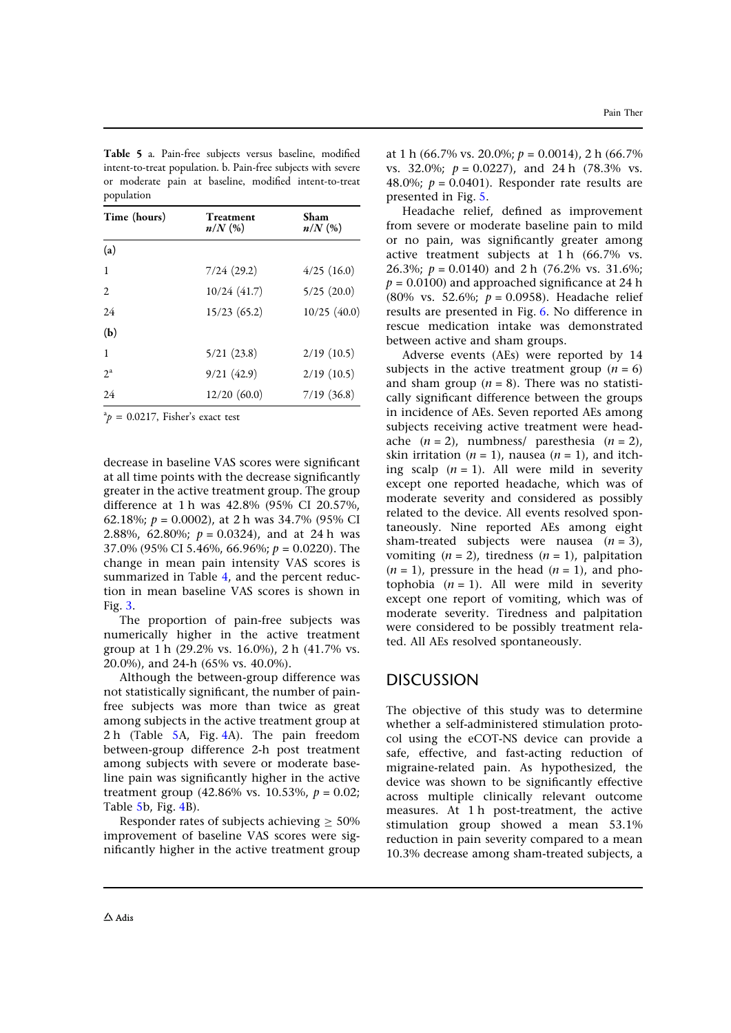**Table 5** a. Pain-free subjects versus baseline, modified intent-to-treat population. b. Pain-free subjects with severe or moderate pain at baseline, modified intent-to-treat population

| Time (hours) | Treatment *n/N* (%) | Sham *n/N* (%) |
|---|---|---|
| **(a)** | | |
| 1 | 7/24 (29.2) | 4/25 (16.0) |
| 2 | 10/24 (41.7) | 5/25 (20.0) |
| 24 | 15/23 (65.2) | 10/25 (40.0) |
| **(b)** | | |
| 1 | 5/21 (23.8) | 2/19 (10.5) |
| 2[a] | 9/21 (42.9) | 2/19 (10.5) |
| 24 | 12/20 (60.0) | 7/19 (36.8) |

[a] $p$ = 0.0217, Fisher's exact test

decrease in baseline VAS scores were significant at all time points with the decrease significantly greater in the active treatment group. The group difference at 1 h was 42.8% (95% CI 20.57%, 62.18%; $p$ = 0.0002), at 2 h was 34.7% (95% CI 2.88%, 62.80%; $p$ = 0.0324), and at 24 h was 37.0% (95% CI 5.46%, 66.96%; $p$ = 0.0220). The change in mean pain intensity VAS scores is summarized in Table 4, and the percent reduction in mean baseline VAS scores is shown in Fig. 3.

The proportion of pain-free subjects was numerically higher in the active treatment group at 1 h (29.2% vs. 16.0%), 2 h (41.7% vs. 20.0%), and 24-h (65% vs. 40.0%).

Although the between-group difference was not statistically significant, the number of pain-free subjects was more than twice as great among subjects in the active treatment group at 2 h (Table 5A, Fig. 4A). The pain freedom between-group difference 2-h post treatment among subjects with severe or moderate baseline pain was significantly higher in the active treatment group (42.86% vs. 10.53%, $p$ = 0.02; Table 5b, Fig. 4B).

Responder rates of subjects achieving $\geq$ 50% improvement of baseline VAS scores were significantly higher in the active treatment group at 1 h (66.7% vs. 20.0%; $p$ = 0.0014), 2 h (66.7% vs. 32.0%; $p$ = 0.0227), and 24 h (78.3% vs. 48.0%; $p$ = 0.0401). Responder rate results are presented in Fig. 5.

Headache relief, defined as improvement from severe or moderate baseline pain to mild or no pain, was significantly greater among active treatment subjects at 1 h (66.7% vs. 26.3%; $p$ = 0.0140) and 2 h (76.2% vs. 31.6%; $p$ = 0.0100) and approached significance at 24 h (80% vs. 52.6%; $p$ = 0.0958). Headache relief results are presented in Fig. 6. No difference in rescue medication intake was demonstrated between active and sham groups.

Adverse events (AEs) were reported by 14 subjects in the active treatment group ($n$ = 6) and sham group ($n$ = 8). There was no statistically significant difference between the groups in incidence of AEs. Seven reported AEs among subjects receiving active treatment were headache ($n$ = 2), numbness/ paresthesia ($n$ = 2), skin irritation ($n$ = 1), nausea ($n$ = 1), and itching scalp ($n$ = 1). All were mild in severity except one reported headache, which was of moderate severity and considered as possibly related to the device. All events resolved spontaneously. Nine reported AEs among eight sham-treated subjects were nausea ($n$ = 3), vomiting ($n$ = 2), tiredness ($n$ = 1), palpitation ($n$ = 1), pressure in the head ($n$ = 1), and photophobia ($n$ = 1). All were mild in severity except one report of vomiting, which was of moderate severity. Tiredness and palpitation were considered to be possibly treatment related. All AEs resolved spontaneously.

## DISCUSSION

The objective of this study was to determine whether a self-administered stimulation protocol using the eCOT-NS device can provide a safe, effective, and fast-acting reduction of migraine-related pain. As hypothesized, the device was shown to be significantly effective across multiple clinically relevant outcome measures. At 1 h post-treatment, the active stimulation group showed a mean 53.1% reduction in pain severity compared to a mean 10.3% decrease among sham-treated subjects, a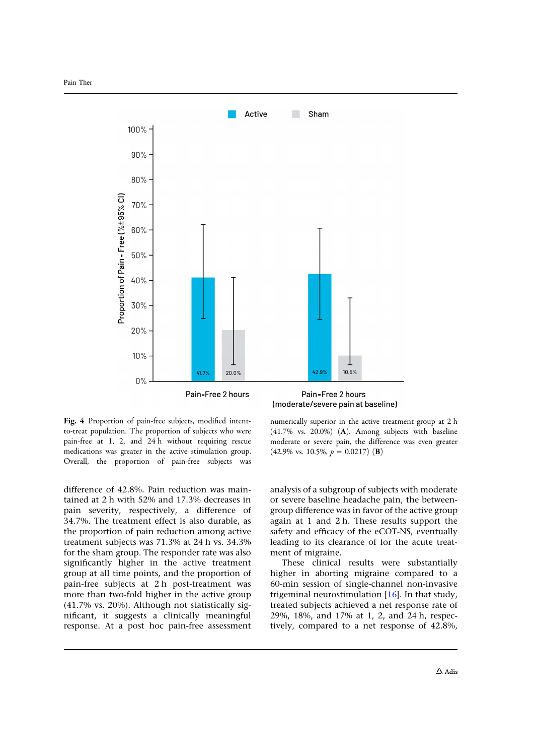**Fig. 4** Proportion of pain-free subjects, modified intent-to-treat population. The proportion of subjects who were pain-free at 1, 2, and 24 h without requiring rescue medications was greater in the active stimulation group. Overall, the proportion of pain-free subjects was numerically superior in the active treatment group at 2 h (41.7% vs. 20.0%) (**A**). Among subjects with baseline moderate or severe pain, the difference was even greater (42.9% vs. 10.5%, $p = 0.0217$) (**B**)

difference of 42.8%. Pain reduction was maintained at 2 h with 52% and 17.3% decreases in pain severity, respectively, a difference of 34.7%. The treatment effect is also durable, as the proportion of pain reduction among active treatment subjects was 71.3% at 24 h vs. 34.3% for the sham group. The responder rate was also significantly higher in the active treatment group at all time points, and the proportion of pain-free subjects at 2 h post-treatment was more than two-fold higher in the active group (41.7% vs. 20%). Although not statistically significant, it suggests a clinically meaningful response. At a post hoc pain-free assessment analysis of a subgroup of subjects with moderate or severe baseline headache pain, the between-group difference was in favor of the active group again at 1 and 2 h. These results support the safety and efficacy of the eCOT-NS, eventually leading to its clearance of for the acute treatment of migraine.

These clinical results were substantially higher in aborting migraine compared to a 60-min session of single-channel non-invasive trigeminal neurostimulation [16]. In that study, treated subjects achieved a net response rate of 29%, 18%, and 17% at 1, 2, and 24 h, respectively, compared to a net response of 42.8%,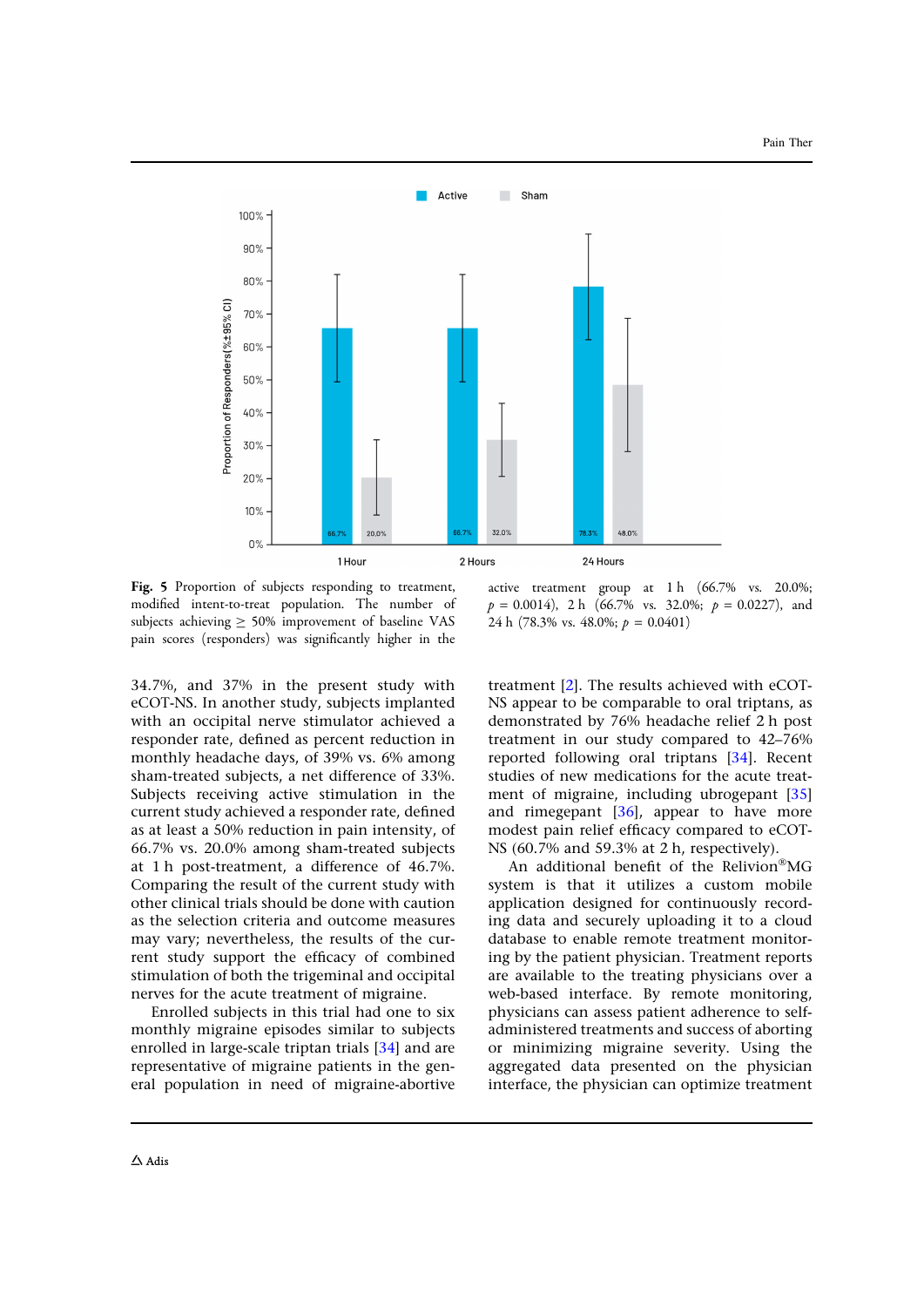**Fig. 5** Proportion of subjects responding to treatment, modified intent-to-treat population. The number of subjects achieving ≥ 50% improvement of baseline VAS pain scores (responders) was significantly higher in the active treatment group at 1 h (66.7% vs. 20.0%; $p = 0.0014$), 2 h (66.7% vs. 32.0%; $p = 0.0227$), and 24 h (78.3% vs. 48.0%; $p = 0.0401$)

34.7%, and 37% in the present study with eCOT-NS. In another study, subjects implanted with an occipital nerve stimulator achieved a responder rate, defined as percent reduction in monthly headache days, of 39% vs. 6% among sham-treated subjects, a net difference of 33%. Subjects receiving active stimulation in the current study achieved a responder rate, defined as at least a 50% reduction in pain intensity, of 66.7% vs. 20.0% among sham-treated subjects at 1 h post-treatment, a difference of 46.7%. Comparing the result of the current study with other clinical trials should be done with caution as the selection criteria and outcome measures may vary; nevertheless, the results of the current study support the efficacy of combined stimulation of both the trigeminal and occipital nerves for the acute treatment of migraine.

Enrolled subjects in this trial had one to six monthly migraine episodes similar to subjects enrolled in large-scale triptan trials [34] and are representative of migraine patients in the general population in need of migraine-abortive treatment [2]. The results achieved with eCOT-NS appear to be comparable to oral triptans, as demonstrated by 76% headache relief 2 h post treatment in our study compared to 42–76% reported following oral triptans [34]. Recent studies of new medications for the acute treatment of migraine, including ubrogepant [35] and rimegepant [36], appear to have more modest pain relief efficacy compared to eCOT-NS (60.7% and 59.3% at 2 h, respectively).

An additional benefit of the Relivion®MG system is that it utilizes a custom mobile application designed for continuously recording data and securely uploading it to a cloud database to enable remote treatment monitoring by the patient physician. Treatment reports are available to the treating physicians over a web-based interface. By remote monitoring, physicians can assess patient adherence to self-administered treatments and success of aborting or minimizing migraine severity. Using the aggregated data presented on the physician interface, the physician can optimize treatment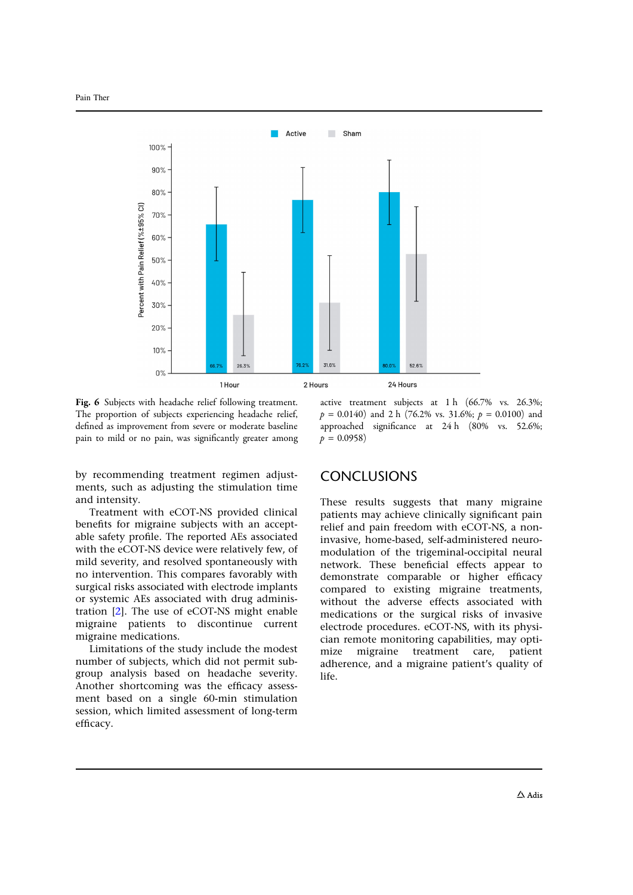Fig. 6 Subjects with headache relief following treatment. The proportion of subjects experiencing headache relief, defined as improvement from severe or moderate baseline pain to mild or no pain, was significantly greater among active treatment subjects at 1 h (66.7% vs. 26.3%; $p = 0.0140$) and 2 h (76.2% vs. 31.6%; $p = 0.0100$) and approached significance at 24 h (80% vs. 52.6%; $p = 0.0958$)

by recommending treatment regimen adjustments, such as adjusting the stimulation time and intensity.

Treatment with eCOT-NS provided clinical benefits for migraine subjects with an acceptable safety profile. The reported AEs associated with the eCOT-NS device were relatively few, of mild severity, and resolved spontaneously with no intervention. This compares favorably with surgical risks associated with electrode implants or systemic AEs associated with drug administration [2]. The use of eCOT-NS might enable migraine patients to discontinue current migraine medications.

Limitations of the study include the modest number of subjects, which did not permit subgroup analysis based on headache severity. Another shortcoming was the efficacy assessment based on a single 60-min stimulation session, which limited assessment of long-term efficacy.

## CONCLUSIONS

These results suggests that many migraine patients may achieve clinically significant pain relief and pain freedom with eCOT-NS, a non-invasive, home-based, self-administered neuromodulation of the trigeminal-occipital neural network. These beneficial effects appear to demonstrate comparable or higher efficacy compared to existing migraine treatments, without the adverse effects associated with medications or the surgical risks of invasive electrode procedures. eCOT-NS, with its physician remote monitoring capabilities, may optimize migraine treatment care, patient adherence, and a migraine patient's quality of life.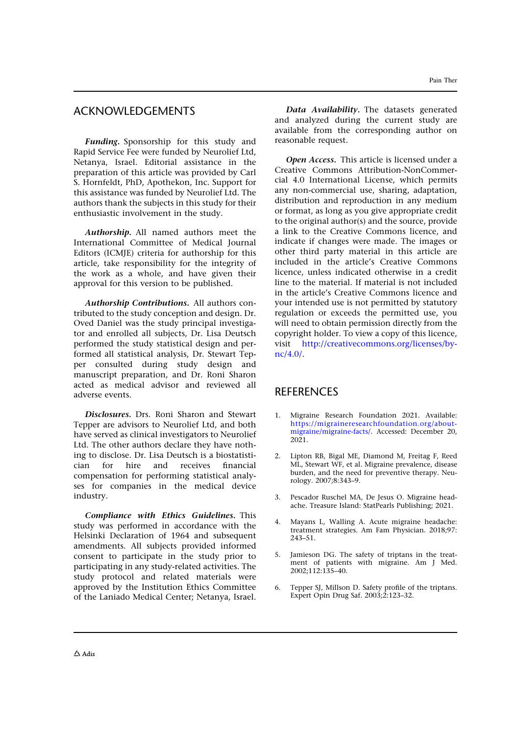## ACKNOWLEDGEMENTS

***Funding.*** Sponsorship for this study and Rapid Service Fee were funded by Neurolief Ltd, Netanya, Israel. Editorial assistance in the preparation of this article was provided by Carl S. Hornfeldt, PhD, Apothekon, Inc. Support for this assistance was funded by Neurolief Ltd. The authors thank the subjects in this study for their enthusiastic involvement in the study.

***Authorship.*** All named authors meet the International Committee of Medical Journal Editors (ICMJE) criteria for authorship for this article, take responsibility for the integrity of the work as a whole, and have given their approval for this version to be published.

***Authorship Contributions.*** All authors contributed to the study conception and design. Dr. Oved Daniel was the study principal investigator and enrolled all subjects, Dr. Lisa Deutsch performed the study statistical design and performed all statistical analysis, Dr. Stewart Tepper consulted during study design and manuscript preparation, and Dr. Roni Sharon acted as medical advisor and reviewed all adverse events.

***Disclosures.*** Drs. Roni Sharon and Stewart Tepper are advisors to Neurolief Ltd, and both have served as clinical investigators to Neurolief Ltd. The other authors declare they have nothing to disclose. Dr. Lisa Deutsch is a biostatistician for hire and receives financial compensation for performing statistical analyses for companies in the medical device industry.

***Compliance with Ethics Guidelines.*** This study was performed in accordance with the Helsinki Declaration of 1964 and subsequent amendments. All subjects provided informed consent to participate in the study prior to participating in any study-related activities. The study protocol and related materials were approved by the Institution Ethics Committee of the Laniado Medical Center; Netanya, Israel.

***Data Availability.*** The datasets generated and analyzed during the current study are available from the corresponding author on reasonable request.

***Open Access.*** This article is licensed under a Creative Commons Attribution-NonCommercial 4.0 International License, which permits any non-commercial use, sharing, adaptation, distribution and reproduction in any medium or format, as long as you give appropriate credit to the original author(s) and the source, provide a link to the Creative Commons licence, and indicate if changes were made. The images or other third party material in this article are included in the article's Creative Commons licence, unless indicated otherwise in a credit line to the material. If material is not included in the article's Creative Commons licence and your intended use is not permitted by statutory regulation or exceeds the permitted use, you will need to obtain permission directly from the copyright holder. To view a copy of this licence, visit http://creativecommons.org/licenses/by-nc/4.0/.

## REFERENCES

1. Migraine Research Foundation 2021. Available: https://migraineresearchfoundation.org/about-migraine/migraine-facts/. Accessed: December 20, 2021.
2. Lipton RB, Bigal ME, Diamond M, Freitag F, Reed ML, Stewart WF, et al. Migraine prevalence, disease burden, and the need for preventive therapy. Neurology. 2007;8:343–9.
3. Pescador Ruschel MA, De Jesus O. Migraine headache. Treasure Island: StatPearls Publishing; 2021.
4. Mayans L, Walling A. Acute migraine headache: treatment strategies. Am Fam Physician. 2018;97:243–51.
5. Jamieson DG. The safety of triptans in the treatment of patients with migraine. Am J Med. 2002;112:135–40.
6. Tepper SJ, Millson D. Safety profile of the triptans. Expert Opin Drug Saf. 2003;2:123–32.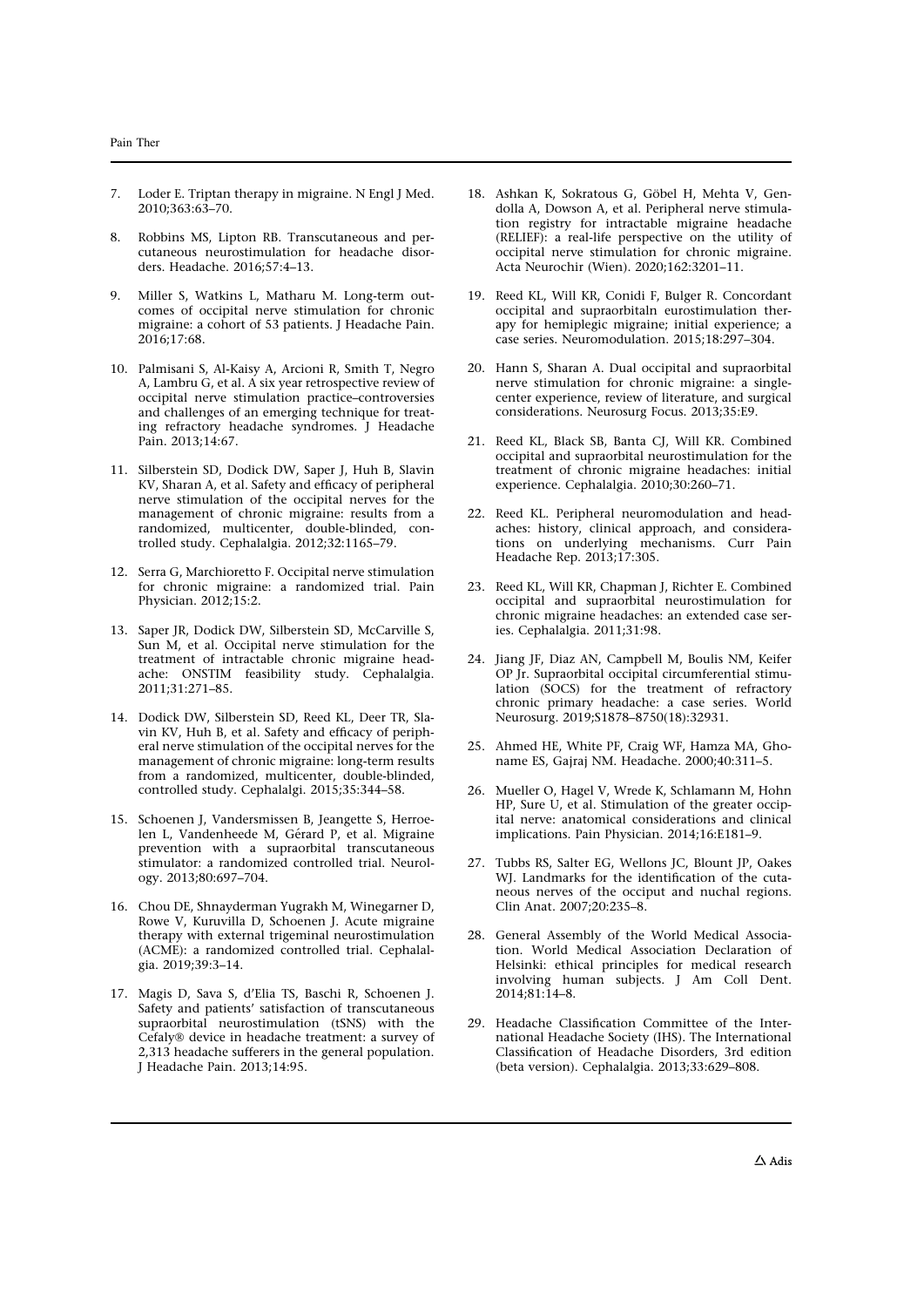7. Loder E. Triptan therapy in migraine. N Engl J Med. 2010;363:63–70.

8. Robbins MS, Lipton RB. Transcutaneous and percutaneous neurostimulation for headache disorders. Headache. 2016;57:4–13.

9. Miller S, Watkins L, Matharu M. Long-term outcomes of occipital nerve stimulation for chronic migraine: a cohort of 53 patients. J Headache Pain. 2016;17:68.

10. Palmisani S, Al-Kaisy A, Arcioni R, Smith T, Negro A, Lambru G, et al. A six year retrospective review of occipital nerve stimulation practice–controversies and challenges of an emerging technique for treating refractory headache syndromes. J Headache Pain. 2013;14:67.

11. Silberstein SD, Dodick DW, Saper J, Huh B, Slavin KV, Sharan A, et al. Safety and efficacy of peripheral nerve stimulation of the occipital nerves for the management of chronic migraine: results from a randomized, multicenter, double-blinded, controlled study. Cephalalgia. 2012;32:1165–79.

12. Serra G, Marchioretto F. Occipital nerve stimulation for chronic migraine: a randomized trial. Pain Physician. 2012;15:2.

13. Saper JR, Dodick DW, Silberstein SD, McCarville S, Sun M, et al. Occipital nerve stimulation for the treatment of intractable chronic migraine headache: ONSTIM feasibility study. Cephalalgia. 2011;31:271–85.

14. Dodick DW, Silberstein SD, Reed KL, Deer TR, Slavin KV, Huh B, et al. Safety and efficacy of peripheral nerve stimulation of the occipital nerves for the management of chronic migraine: long-term results from a randomized, multicenter, double-blinded, controlled study. Cephalalgi. 2015;35:344–58.

15. Schoenen J, Vandersmissen B, Jeangette S, Herroelen L, Vandenheede M, Gérard P, et al. Migraine prevention with a supraorbital transcutaneous stimulator: a randomized controlled trial. Neurology. 2013;80:697–704.

16. Chou DE, Shnayderman Yugrakh M, Winegarner D, Rowe V, Kuruvilla D, Schoenen J. Acute migraine therapy with external trigeminal neurostimulation (ACME): a randomized controlled trial. Cephalalgia. 2019;39:3–14.

17. Magis D, Sava S, d'Elia TS, Baschi R, Schoenen J. Safety and patients' satisfaction of transcutaneous supraorbital neurostimulation (tSNS) with the Cefaly® device in headache treatment: a survey of 2,313 headache sufferers in the general population. J Headache Pain. 2013;14:95.

18. Ashkan K, Sokratous G, Göbel H, Mehta V, Gendolla A, Dowson A, et al. Peripheral nerve stimulation registry for intractable migraine headache (RELIEF): a real-life perspective on the utility of occipital nerve stimulation for chronic migraine. Acta Neurochir (Wien). 2020;162:3201–11.

19. Reed KL, Will KR, Conidi F, Bulger R. Concordant occipital and supraorbitaln eurostimulation therapy for hemiplegic migraine; initial experience; a case series. Neuromodulation. 2015;18:297–304.

20. Hann S, Sharan A. Dual occipital and supraorbital nerve stimulation for chronic migraine: a single-center experience, review of literature, and surgical considerations. Neurosurg Focus. 2013;35:E9.

21. Reed KL, Black SB, Banta CJ, Will KR. Combined occipital and supraorbital neurostimulation for the treatment of chronic migraine headaches: initial experience. Cephalalgia. 2010;30:260–71.

22. Reed KL. Peripheral neuromodulation and headaches: history, clinical approach, and considerations on underlying mechanisms. Curr Pain Headache Rep. 2013;17:305.

23. Reed KL, Will KR, Chapman J, Richter E. Combined occipital and supraorbital neurostimulation for chronic migraine headaches: an extended case series. Cephalalgia. 2011;31:98.

24. Jiang JF, Diaz AN, Campbell M, Boulis NM, Keifer OP Jr. Supraorbital occipital circumferential stimulation (SOCS) for the treatment of refractory chronic primary headache: a case series. World Neurosurg. 2019;S1878–8750(18):32931.

25. Ahmed HE, White PF, Craig WF, Hamza MA, Ghoname ES, Gajraj NM. Headache. 2000;40:311–5.

26. Mueller O, Hagel V, Wrede K, Schlamann M, Hohn HP, Sure U, et al. Stimulation of the greater occipital nerve: anatomical considerations and clinical implications. Pain Physician. 2014;16:E181–9.

27. Tubbs RS, Salter EG, Wellons JC, Blount JP, Oakes WJ. Landmarks for the identification of the cutaneous nerves of the occiput and nuchal regions. Clin Anat. 2007;20:235–8.

28. General Assembly of the World Medical Association. World Medical Association Declaration of Helsinki: ethical principles for medical research involving human subjects. J Am Coll Dent. 2014;81:14–8.

29. Headache Classification Committee of the International Headache Society (IHS). The International Classification of Headache Disorders, 3rd edition (beta version). Cephalalgia. 2013;33:629–808.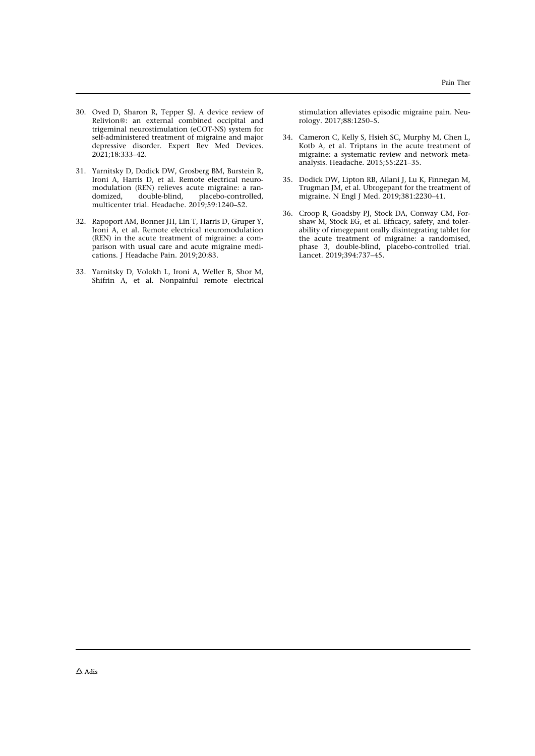30. Oved D, Sharon R, Tepper SJ. A device review of Relivion®: an external combined occipital and trigeminal neurostimulation (eCOT-NS) system for self-administered treatment of migraine and major depressive disorder. Expert Rev Med Devices. 2021;18:333–42.

31. Yarnitsky D, Dodick DW, Grosberg BM, Burstein R, Ironi A, Harris D, et al. Remote electrical neuromodulation (REN) relieves acute migraine: a randomized, double-blind, placebo-controlled, multicenter trial. Headache. 2019;59:1240–52.

32. Rapoport AM, Bonner JH, Lin T, Harris D, Gruper Y, Ironi A, et al. Remote electrical neuromodulation (REN) in the acute treatment of migraine: a comparison with usual care and acute migraine medications. J Headache Pain. 2019;20:83.

33. Yarnitsky D, Volokh L, Ironi A, Weller B, Shor M, Shifrin A, et al. Nonpainful remote electrical stimulation alleviates episodic migraine pain. Neurology. 2017;88:1250–5.

34. Cameron C, Kelly S, Hsieh SC, Murphy M, Chen L, Kotb A, et al. Triptans in the acute treatment of migraine: a systematic review and network meta-analysis. Headache. 2015;55:221–35.

35. Dodick DW, Lipton RB, Ailani J, Lu K, Finnegan M, Trugman JM, et al. Ubrogepant for the treatment of migraine. N Engl J Med. 2019;381:2230–41.

36. Croop R, Goadsby PJ, Stock DA, Conway CM, Forshaw M, Stock EG, et al. Efficacy, safety, and tolerability of rimegepant orally disintegrating tablet for the acute treatment of migraine: a randomised, phase 3, double-blind, placebo-controlled trial. Lancet. 2019;394:737–45.